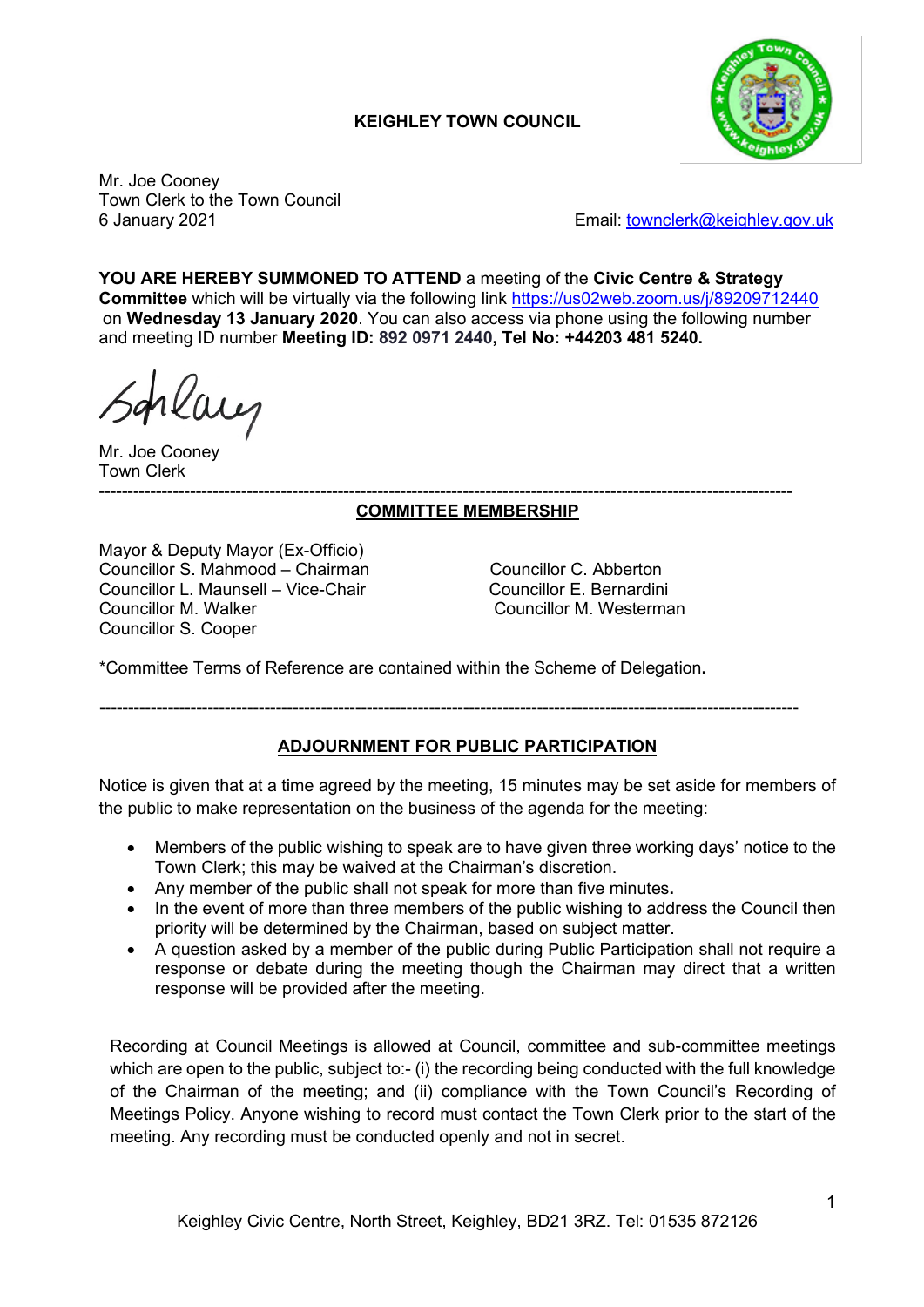**KEIGHLEY TOWN COUNCIL**

Mr. Joe Cooney
Town Clerk to the Town Council
6 January 2021

Email: townclerk@keighley.gov.uk

**YOU ARE HEREBY SUMMONED TO ATTEND** a meeting of the **Civic Centre & Strategy Committee** which will be virtually via the following link https://us02web.zoom.us/j/89209712440 on **Wednesday 13 January 2020**. You can also access via phone using the following number and meeting ID number **Meeting ID: 892 0971 2440, Tel No: +44203 481 5240.**

Mr. Joe Cooney
Town Clerk

---

## COMMITTEE MEMBERSHIP

Mayor & Deputy Mayor (Ex-Officio)
Councillor S. Mahmood – Chairman
Councillor L. Maunsell – Vice-Chair
Councillor M. Walker
Councillor S. Cooper
Councillor C. Abberton
Councillor E. Bernardini
Councillor M. Westerman

*Committee Terms of Reference are contained within the Scheme of Delegation**.**

---

## ADJOURNMENT FOR PUBLIC PARTICIPATION

Notice is given that at a time agreed by the meeting, 15 minutes may be set aside for members of the public to make representation on the business of the agenda for the meeting:

- Members of the public wishing to speak are to have given three working days' notice to the Town Clerk; this may be waived at the Chairman's discretion.
- Any member of the public shall not speak for more than five minutes**.**
- In the event of more than three members of the public wishing to address the Council then priority will be determined by the Chairman, based on subject matter.
- A question asked by a member of the public during Public Participation shall not require a response or debate during the meeting though the Chairman may direct that a written response will be provided after the meeting.

Recording at Council Meetings is allowed at Council, committee and sub-committee meetings which are open to the public, subject to:- (i) the recording being conducted with the full knowledge of the Chairman of the meeting; and (ii) compliance with the Town Council's Recording of Meetings Policy. Anyone wishing to record must contact the Town Clerk prior to the start of the meeting. Any recording must be conducted openly and not in secret.

Keighley Civic Centre, North Street, Keighley, BD21 3RZ. Tel: 01535 872126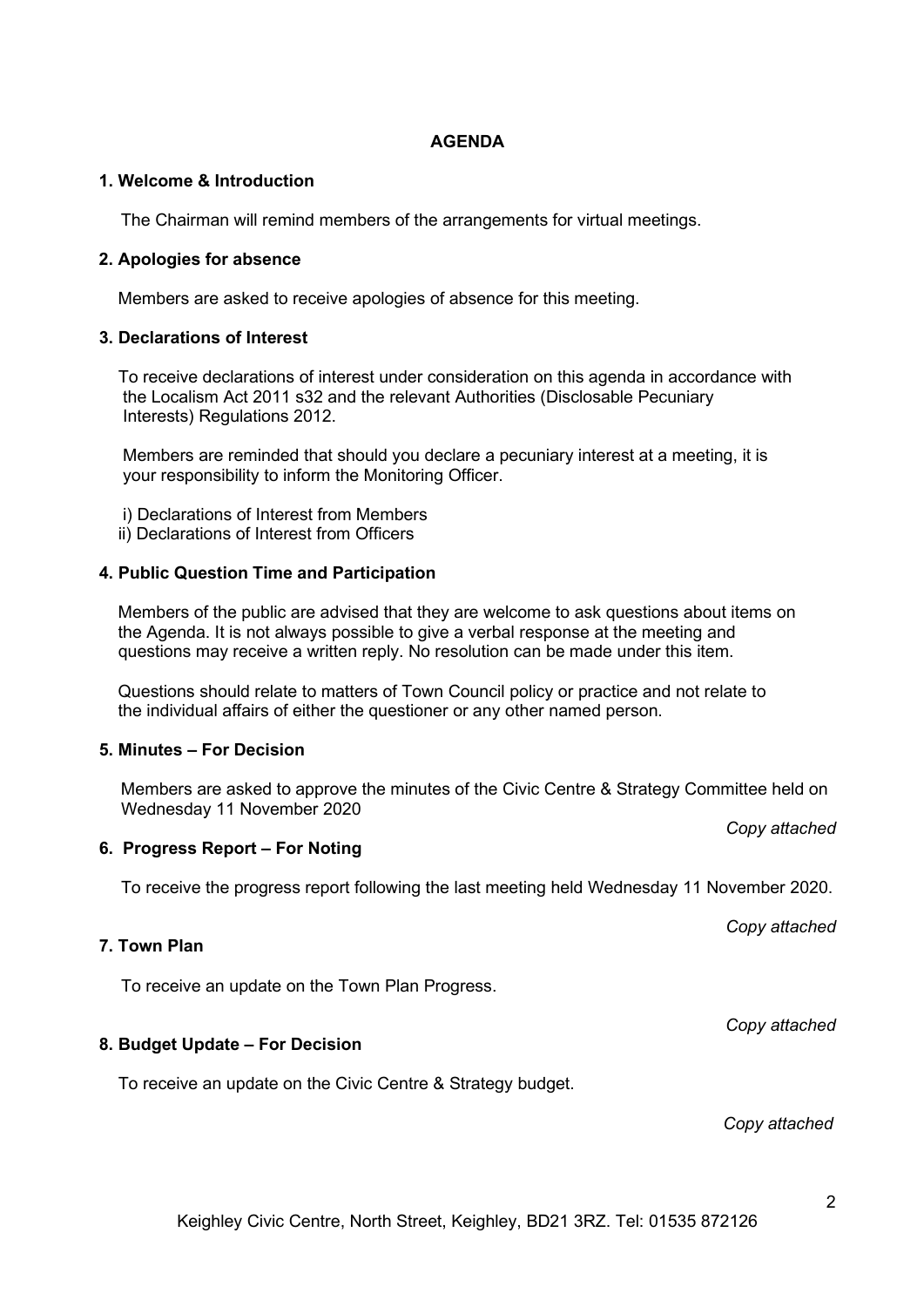# AGENDA

### 1. Welcome & Introduction

The Chairman will remind members of the arrangements for virtual meetings.

### 2. Apologies for absence

Members are asked to receive apologies of absence for this meeting.

### 3. Declarations of Interest

To receive declarations of interest under consideration on this agenda in accordance with the Localism Act 2011 s32 and the relevant Authorities (Disclosable Pecuniary Interests) Regulations 2012.

Members are reminded that should you declare a pecuniary interest at a meeting, it is your responsibility to inform the Monitoring Officer.

i) Declarations of Interest from Members
ii) Declarations of Interest from Officers

### 4. Public Question Time and Participation

Members of the public are advised that they are welcome to ask questions about items on the Agenda. It is not always possible to give a verbal response at the meeting and questions may receive a written reply. No resolution can be made under this item.

Questions should relate to matters of Town Council policy or practice and not relate to the individual affairs of either the questioner or any other named person.

### 5. Minutes – For Decision

Members are asked to approve the minutes of the Civic Centre & Strategy Committee held on Wednesday 11 November 2020

*Copy attached*

### 6. Progress Report – For Noting

To receive the progress report following the last meeting held Wednesday 11 November 2020.

*Copy attached*

### 7. Town Plan

To receive an update on the Town Plan Progress.

*Copy attached*

### 8. Budget Update – For Decision

To receive an update on the Civic Centre & Strategy budget.

*Copy attached*

Keighley Civic Centre, North Street, Keighley, BD21 3RZ. Tel: 01535 872126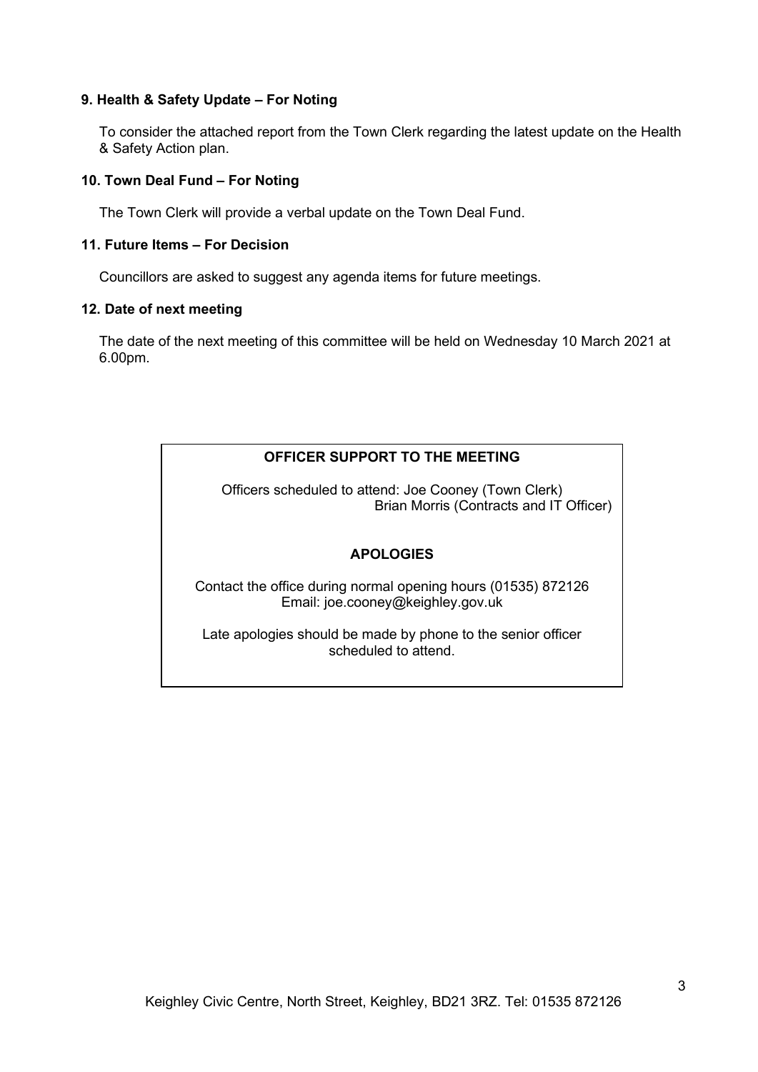**9. Health & Safety Update – For Noting**

To consider the attached report from the Town Clerk regarding the latest update on the Health & Safety Action plan.

**10. Town Deal Fund – For Noting**

The Town Clerk will provide a verbal update on the Town Deal Fund.

**11. Future Items – For Decision**

Councillors are asked to suggest any agenda items for future meetings.

**12. Date of next meeting**

The date of the next meeting of this committee will be held on Wednesday 10 March 2021 at 6.00pm.

**OFFICER SUPPORT TO THE MEETING**

Officers scheduled to attend: Joe Cooney (Town Clerk)
Brian Morris (Contracts and IT Officer)

**APOLOGIES**

Contact the office during normal opening hours (01535) 872126
Email: joe.cooney@keighley.gov.uk

Late apologies should be made by phone to the senior officer scheduled to attend.

Keighley Civic Centre, North Street, Keighley, BD21 3RZ. Tel: 01535 872126